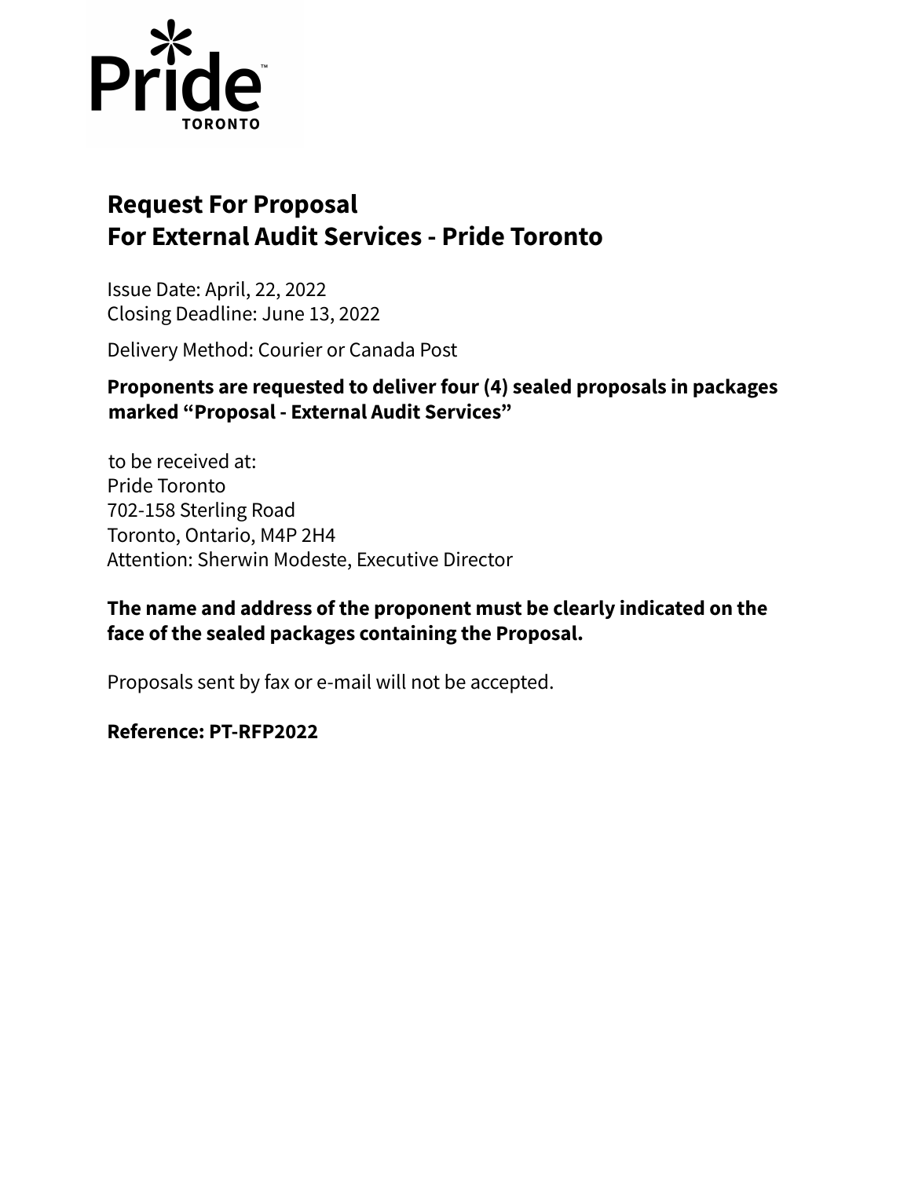# Request For Proposal
# For External Audit Services - Pride Toronto

Issue Date: April, 22, 2022
Closing Deadline: June 13, 2022

Delivery Method: Courier or Canada Post

**Proponents are requested to deliver four (4) sealed proposals in packages marked "Proposal - External Audit Services"**

to be received at:
Pride Toronto
702-158 Sterling Road
Toronto, Ontario, M4P 2H4
Attention: Sherwin Modeste, Executive Director

**The name and address of the proponent must be clearly indicated on the face of the sealed packages containing the Proposal.**

Proposals sent by fax or e-mail will not be accepted.

**Reference: PT-RFP2022**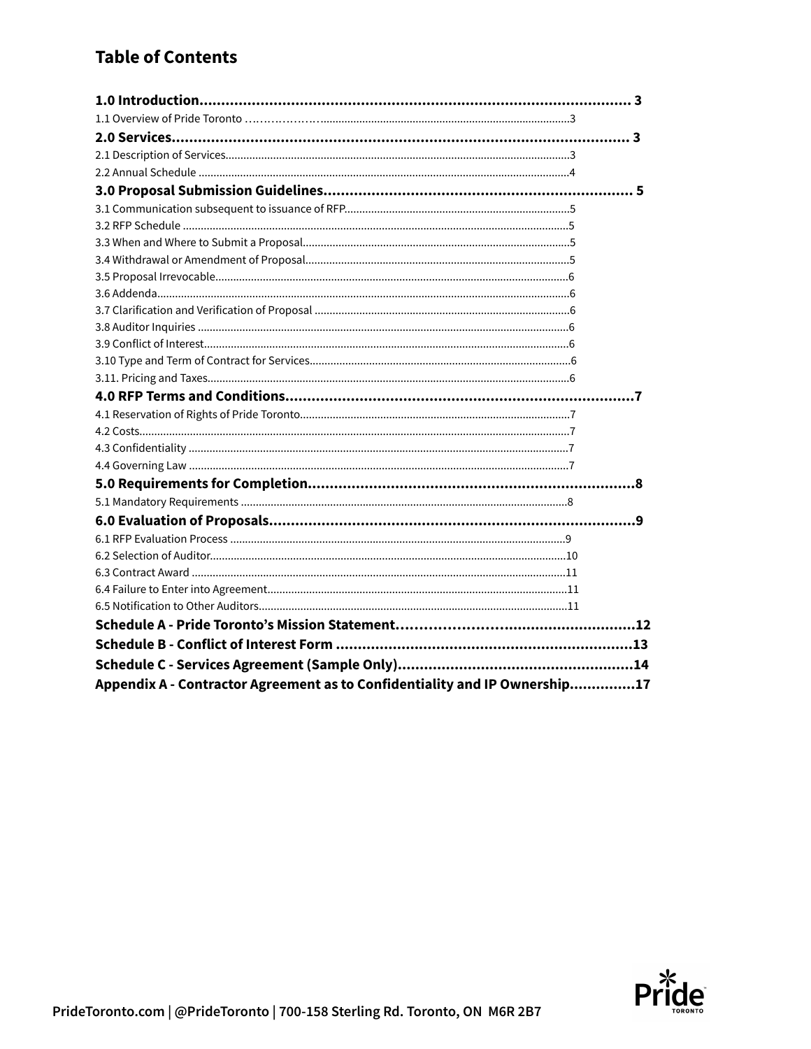# Table of Contents

**1.0 Introduction.................................................................................................. 3**

1.1 Overview of Pride Toronto .......................................................................................3

**2.0 Services...................................................................................................... 3**

2.1 Description of Services..............................................................................................3

2.2 Annual Schedule ........................................................................................................4

**3.0 Proposal Submission Guidelines...................................................................... 5**

3.1 Communication subsequent to issuance of RFP.......................................................5

3.2 RFP Schedule .............................................................................................................5

3.3 When and Where to Submit a Proposal....................................................................5

3.4 Withdrawal or Amendment of Proposal....................................................................5

3.5 Proposal Irrevocable....................................................................................................6

3.6 Addenda.......................................................................................................................6

3.7 Clarification and Verification of Proposal .................................................................6

3.8 Auditor Inquiries .........................................................................................................6

3.9 Conflict of Interest.......................................................................................................6

3.10 Type and Term of Contract for Services...................................................................6

3.11. Pricing and Taxes.......................................................................................................6

**4.0 RFP Terms and Conditions..............................................................................7**

4.1 Reservation of Rights of Pride Toronto.......................................................................7

4.2 Costs.............................................................................................................................7

4.3 Confidentiality .............................................................................................................7

4.4 Governing Law .............................................................................................................7

**5.0 Requirements for Completion.........................................................................8**

5.1 Mandatory Requirements ...........................................................................................8

**6.0 Evaluation of Proposals..................................................................................9**

6.1 RFP Evaluation Process ..............................................................................................9

6.2 Selection of Auditor......................................................................................................10

6.3 Contract Award ...........................................................................................................11

6.4 Failure to Enter into Agreement..................................................................................11

6.5 Notification to Other Auditors.....................................................................................11

**Schedule A - Pride Toronto's Mission Statement...............................................12**

**Schedule B - Conflict of Interest Form ..............................................................13**

**Schedule C - Services Agreement (Sample Only)...............................................14**

**Appendix A - Contractor Agreement as to Confidentiality and IP Ownership...............17**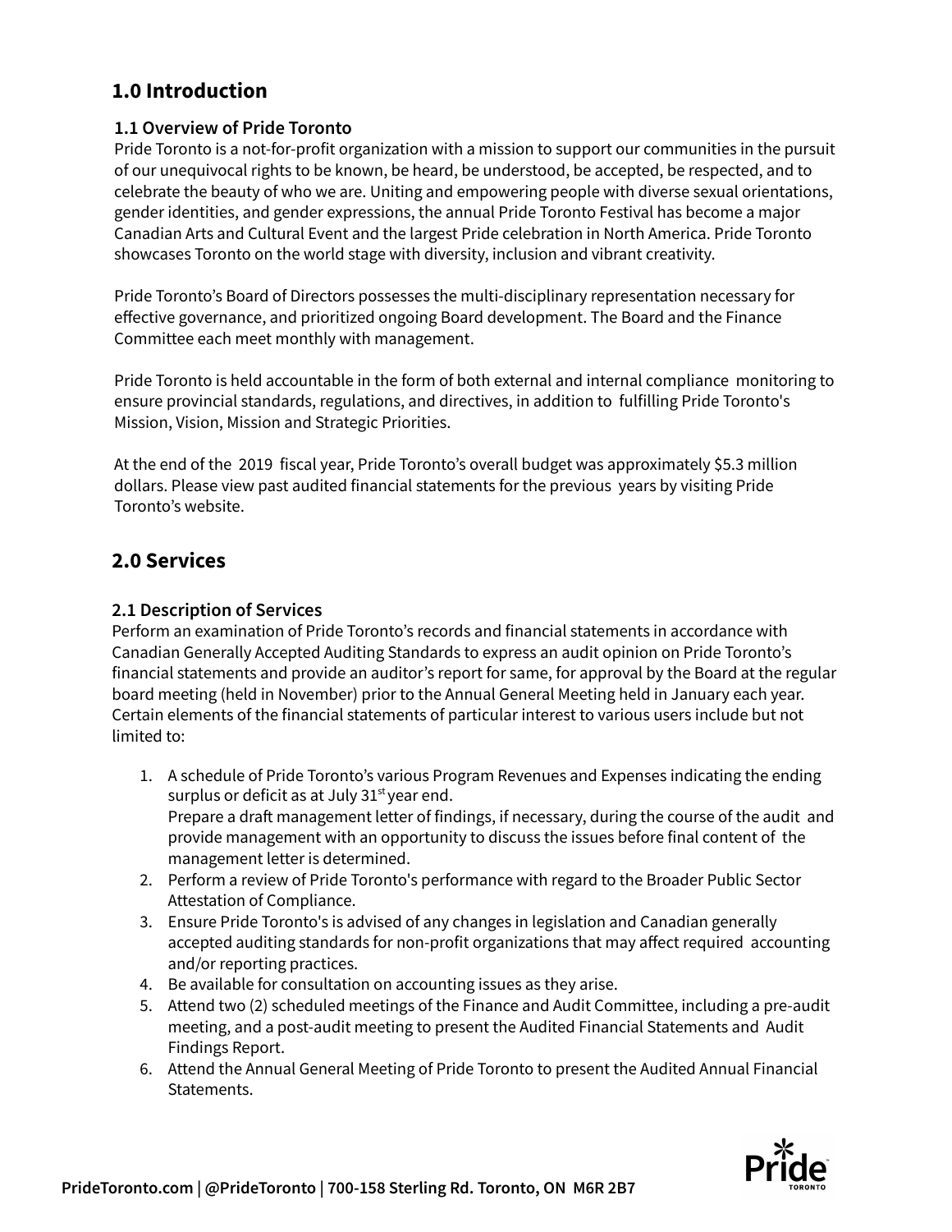# 1.0 Introduction

## 1.1 Overview of Pride Toronto

Pride Toronto is a not-for-profit organization with a mission to support our communities in the pursuit of our unequivocal rights to be known, be heard, be understood, be accepted, be respected, and to celebrate the beauty of who we are. Uniting and empowering people with diverse sexual orientations, gender identities, and gender expressions, the annual Pride Toronto Festival has become a major Canadian Arts and Cultural Event and the largest Pride celebration in North America. Pride Toronto showcases Toronto on the world stage with diversity, inclusion and vibrant creativity.

Pride Toronto's Board of Directors possesses the multi-disciplinary representation necessary for effective governance, and prioritized ongoing Board development. The Board and the Finance Committee each meet monthly with management.

Pride Toronto is held accountable in the form of both external and internal compliance monitoring to ensure provincial standards, regulations, and directives, in addition to fulfilling Pride Toronto's Mission, Vision, Mission and Strategic Priorities.

At the end of the 2019 fiscal year, Pride Toronto's overall budget was approximately $5.3 million dollars. Please view past audited financial statements for the previous years by visiting Pride Toronto's website.

# 2.0 Services

## 2.1 Description of Services

Perform an examination of Pride Toronto's records and financial statements in accordance with Canadian Generally Accepted Auditing Standards to express an audit opinion on Pride Toronto's financial statements and provide an auditor's report for same, for approval by the Board at the regular board meeting (held in November) prior to the Annual General Meeting held in January each year. Certain elements of the financial statements of particular interest to various users include but not limited to:

1. A schedule of Pride Toronto's various Program Revenues and Expenses indicating the ending surplus or deficit as at July 31st year end.
   Prepare a draft management letter of findings, if necessary, during the course of the audit and provide management with an opportunity to discuss the issues before final content of the management letter is determined.
2. Perform a review of Pride Toronto's performance with regard to the Broader Public Sector Attestation of Compliance.
3. Ensure Pride Toronto's is advised of any changes in legislation and Canadian generally accepted auditing standards for non-profit organizations that may affect required accounting and/or reporting practices.
4. Be available for consultation on accounting issues as they arise.
5. Attend two (2) scheduled meetings of the Finance and Audit Committee, including a pre-audit meeting, and a post-audit meeting to present the Audited Financial Statements and Audit Findings Report.
6. Attend the Annual General Meeting of Pride Toronto to present the Audited Annual Financial Statements.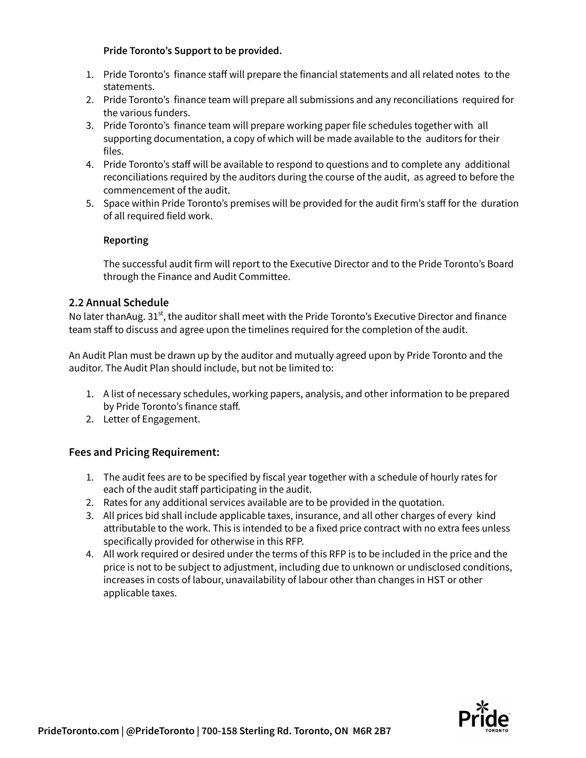**Pride Toronto's Support to be provided.**

1. Pride Toronto's finance staff will prepare the financial statements and all related notes to the statements.
2. Pride Toronto's finance team will prepare all submissions and any reconciliations required for the various funders.
3. Pride Toronto's finance team will prepare working paper file schedules together with all supporting documentation, a copy of which will be made available to the auditors for their files.
4. Pride Toronto's staff will be available to respond to questions and to complete any additional reconciliations required by the auditors during the course of the audit, as agreed to before the commencement of the audit.
5. Space within Pride Toronto's premises will be provided for the audit firm's staff for the duration of all required field work.

**Reporting**

The successful audit firm will report to the Executive Director and to the Pride Toronto's Board through the Finance and Audit Committee.

## 2.2 Annual Schedule

No later thanAug. 31st, the auditor shall meet with the Pride Toronto's Executive Director and finance team staff to discuss and agree upon the timelines required for the completion of the audit.

An Audit Plan must be drawn up by the auditor and mutually agreed upon by Pride Toronto and the auditor. The Audit Plan should include, but not be limited to:

1. A list of necessary schedules, working papers, analysis, and other information to be prepared by Pride Toronto's finance staff.
2. Letter of Engagement.

## Fees and Pricing Requirement:

1. The audit fees are to be specified by fiscal year together with a schedule of hourly rates for each of the audit staff participating in the audit.
2. Rates for any additional services available are to be provided in the quotation.
3. All prices bid shall include applicable taxes, insurance, and all other charges of every kind attributable to the work. This is intended to be a fixed price contract with no extra fees unless specifically provided for otherwise in this RFP.
4. All work required or desired under the terms of this RFP is to be included in the price and the price is not to be subject to adjustment, including due to unknown or undisclosed conditions, increases in costs of labour, unavailability of labour other than changes in HST or other applicable taxes.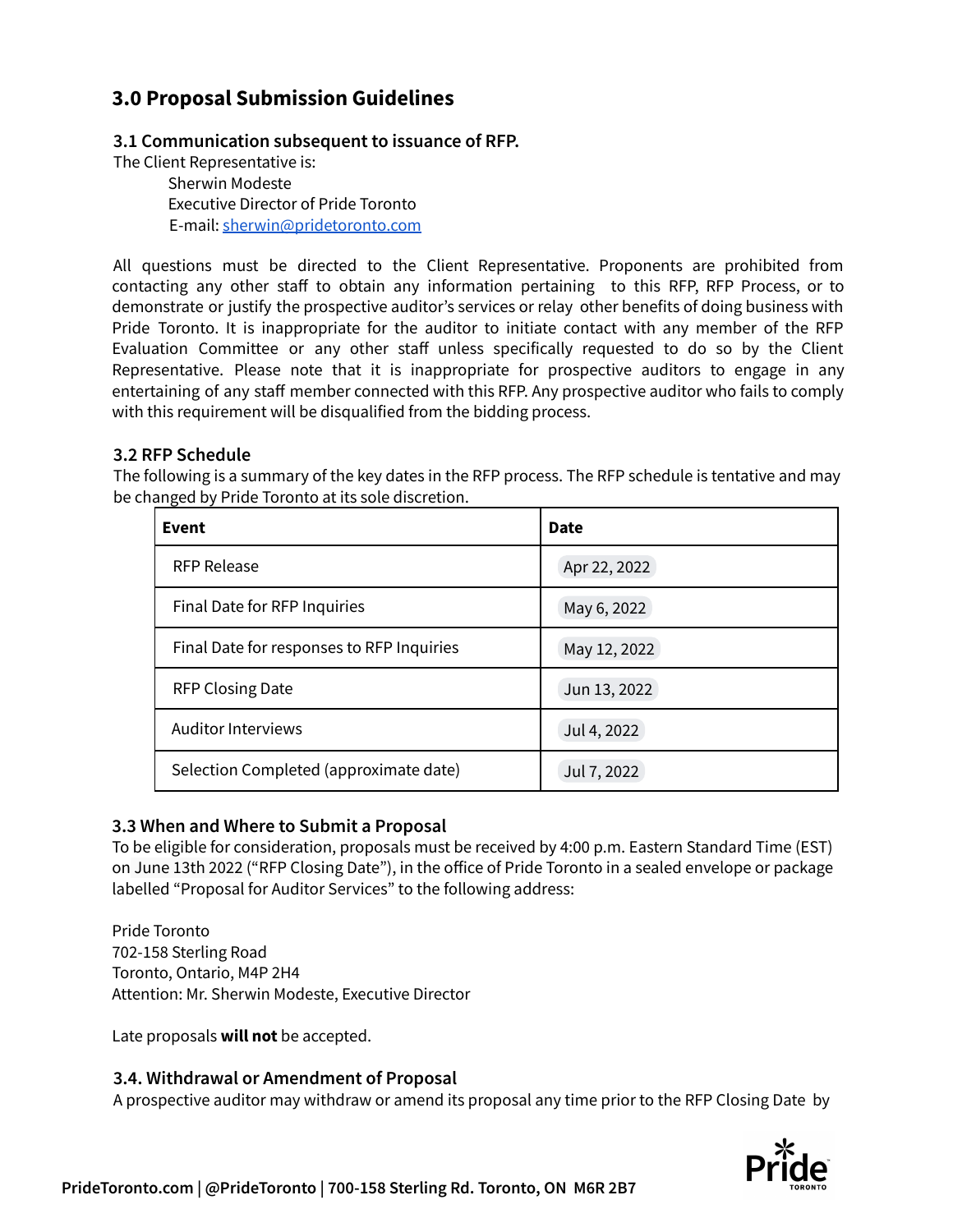## 3.0 Proposal Submission Guidelines

### 3.1 Communication subsequent to issuance of RFP.

The Client Representative is:

Sherwin Modeste
Executive Director of Pride Toronto
E-mail: sherwin@pridetoronto.com

All questions must be directed to the Client Representative. Proponents are prohibited from contacting any other staff to obtain any information pertaining to this RFP, RFP Process, or to demonstrate or justify the prospective auditor's services or relay other benefits of doing business with Pride Toronto. It is inappropriate for the auditor to initiate contact with any member of the RFP Evaluation Committee or any other staff unless specifically requested to do so by the Client Representative. Please note that it is inappropriate for prospective auditors to engage in any entertaining of any staff member connected with this RFP. Any prospective auditor who fails to comply with this requirement will be disqualified from the bidding process.

### 3.2 RFP Schedule

The following is a summary of the key dates in the RFP process. The RFP schedule is tentative and may be changed by Pride Toronto at its sole discretion.

| Event | Date |
|---|---|
| RFP Release | Apr 22, 2022 |
| Final Date for RFP Inquiries | May 6, 2022 |
| Final Date for responses to RFP Inquiries | May 12, 2022 |
| RFP Closing Date | Jun 13, 2022 |
| Auditor Interviews | Jul 4, 2022 |
| Selection Completed (approximate date) | Jul 7, 2022 |

### 3.3 When and Where to Submit a Proposal

To be eligible for consideration, proposals must be received by 4:00 p.m. Eastern Standard Time (EST) on June 13th 2022 ("RFP Closing Date"), in the office of Pride Toronto in a sealed envelope or package labelled "Proposal for Auditor Services" to the following address:

Pride Toronto
702-158 Sterling Road
Toronto, Ontario, M4P 2H4
Attention: Mr. Sherwin Modeste, Executive Director

Late proposals **will not** be accepted.

### 3.4. Withdrawal or Amendment of Proposal

A prospective auditor may withdraw or amend its proposal any time prior to the RFP Closing Date by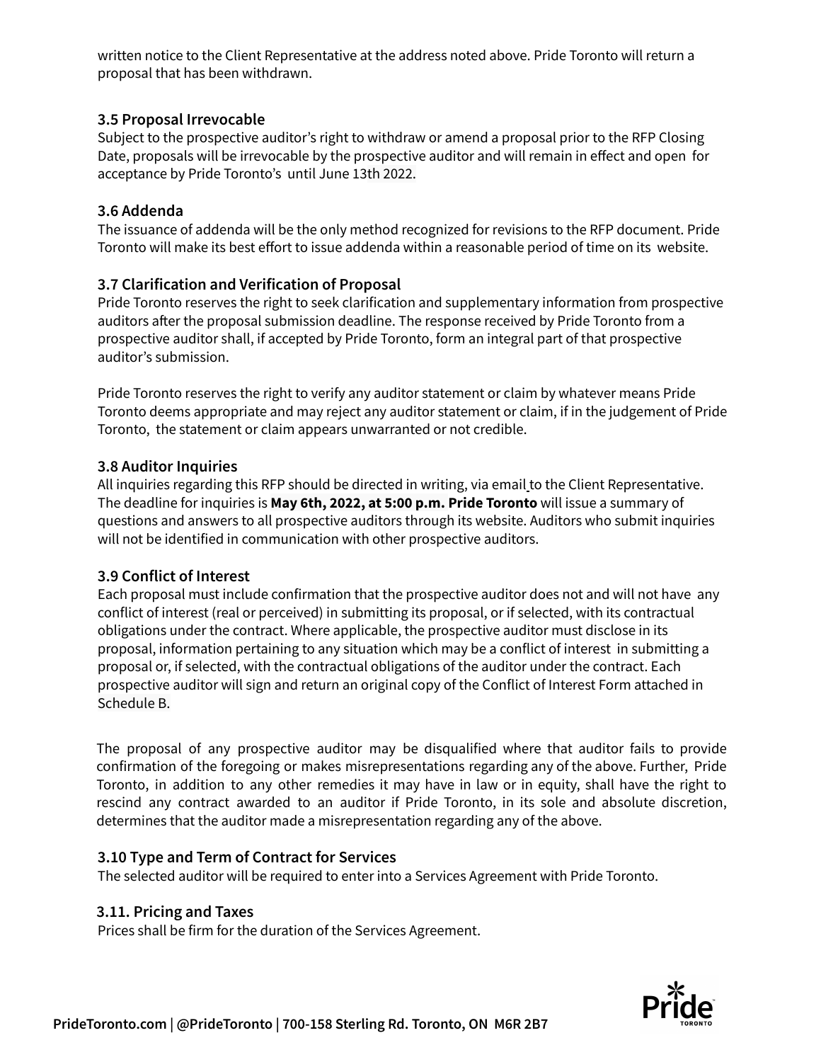written notice to the Client Representative at the address noted above. Pride Toronto will return a proposal that has been withdrawn.

### 3.5 Proposal Irrevocable

Subject to the prospective auditor's right to withdraw or amend a proposal prior to the RFP Closing Date, proposals will be irrevocable by the prospective auditor and will remain in effect and open for acceptance by Pride Toronto's until June 13th 2022.

### 3.6 Addenda

The issuance of addenda will be the only method recognized for revisions to the RFP document. Pride Toronto will make its best effort to issue addenda within a reasonable period of time on its website.

### 3.7 Clarification and Verification of Proposal

Pride Toronto reserves the right to seek clarification and supplementary information from prospective auditors after the proposal submission deadline. The response received by Pride Toronto from a prospective auditor shall, if accepted by Pride Toronto, form an integral part of that prospective auditor's submission.

Pride Toronto reserves the right to verify any auditor statement or claim by whatever means Pride Toronto deems appropriate and may reject any auditor statement or claim, if in the judgement of Pride Toronto, the statement or claim appears unwarranted or not credible.

### 3.8 Auditor Inquiries

All inquiries regarding this RFP should be directed in writing, via email to the Client Representative. The deadline for inquiries is **May 6th, 2022, at 5:00 p.m. Pride Toronto** will issue a summary of questions and answers to all prospective auditors through its website. Auditors who submit inquiries will not be identified in communication with other prospective auditors.

### 3.9 Conflict of Interest

Each proposal must include confirmation that the prospective auditor does not and will not have any conflict of interest (real or perceived) in submitting its proposal, or if selected, with its contractual obligations under the contract. Where applicable, the prospective auditor must disclose in its proposal, information pertaining to any situation which may be a conflict of interest in submitting a proposal or, if selected, with the contractual obligations of the auditor under the contract. Each prospective auditor will sign and return an original copy of the Conflict of Interest Form attached in Schedule B.

The proposal of any prospective auditor may be disqualified where that auditor fails to provide confirmation of the foregoing or makes misrepresentations regarding any of the above. Further, Pride Toronto, in addition to any other remedies it may have in law or in equity, shall have the right to rescind any contract awarded to an auditor if Pride Toronto, in its sole and absolute discretion, determines that the auditor made a misrepresentation regarding any of the above.

### 3.10 Type and Term of Contract for Services

The selected auditor will be required to enter into a Services Agreement with Pride Toronto.

### 3.11. Pricing and Taxes

Prices shall be firm for the duration of the Services Agreement.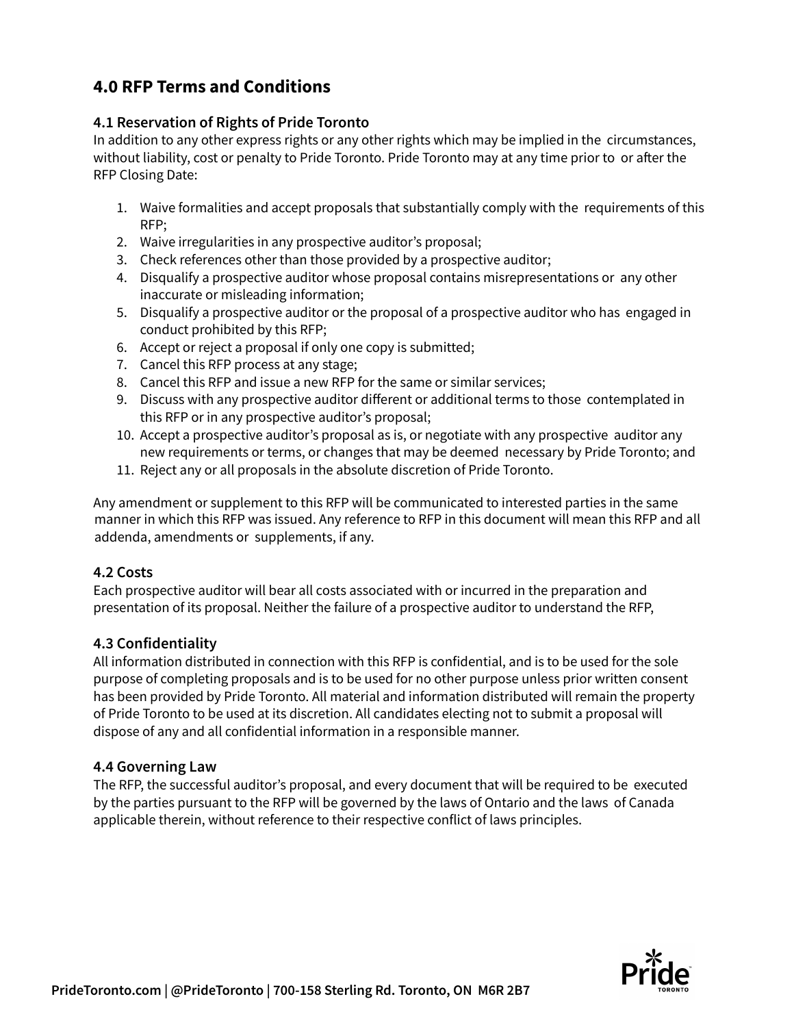## 4.0 RFP Terms and Conditions

### 4.1 Reservation of Rights of Pride Toronto

In addition to any other express rights or any other rights which may be implied in the circumstances, without liability, cost or penalty to Pride Toronto. Pride Toronto may at any time prior to or after the RFP Closing Date:

1. Waive formalities and accept proposals that substantially comply with the requirements of this RFP;
2. Waive irregularities in any prospective auditor's proposal;
3. Check references other than those provided by a prospective auditor;
4. Disqualify a prospective auditor whose proposal contains misrepresentations or any other inaccurate or misleading information;
5. Disqualify a prospective auditor or the proposal of a prospective auditor who has engaged in conduct prohibited by this RFP;
6. Accept or reject a proposal if only one copy is submitted;
7. Cancel this RFP process at any stage;
8. Cancel this RFP and issue a new RFP for the same or similar services;
9. Discuss with any prospective auditor different or additional terms to those contemplated in this RFP or in any prospective auditor's proposal;
10. Accept a prospective auditor's proposal as is, or negotiate with any prospective auditor any new requirements or terms, or changes that may be deemed necessary by Pride Toronto; and
11. Reject any or all proposals in the absolute discretion of Pride Toronto.

Any amendment or supplement to this RFP will be communicated to interested parties in the same manner in which this RFP was issued. Any reference to RFP in this document will mean this RFP and all addenda, amendments or supplements, if any.

### 4.2 Costs

Each prospective auditor will bear all costs associated with or incurred in the preparation and presentation of its proposal. Neither the failure of a prospective auditor to understand the RFP,

### 4.3 Confidentiality

All information distributed in connection with this RFP is confidential, and is to be used for the sole purpose of completing proposals and is to be used for no other purpose unless prior written consent has been provided by Pride Toronto. All material and information distributed will remain the property of Pride Toronto to be used at its discretion. All candidates electing not to submit a proposal will dispose of any and all confidential information in a responsible manner.

### 4.4 Governing Law

The RFP, the successful auditor's proposal, and every document that will be required to be executed by the parties pursuant to the RFP will be governed by the laws of Ontario and the laws of Canada applicable therein, without reference to their respective conflict of laws principles.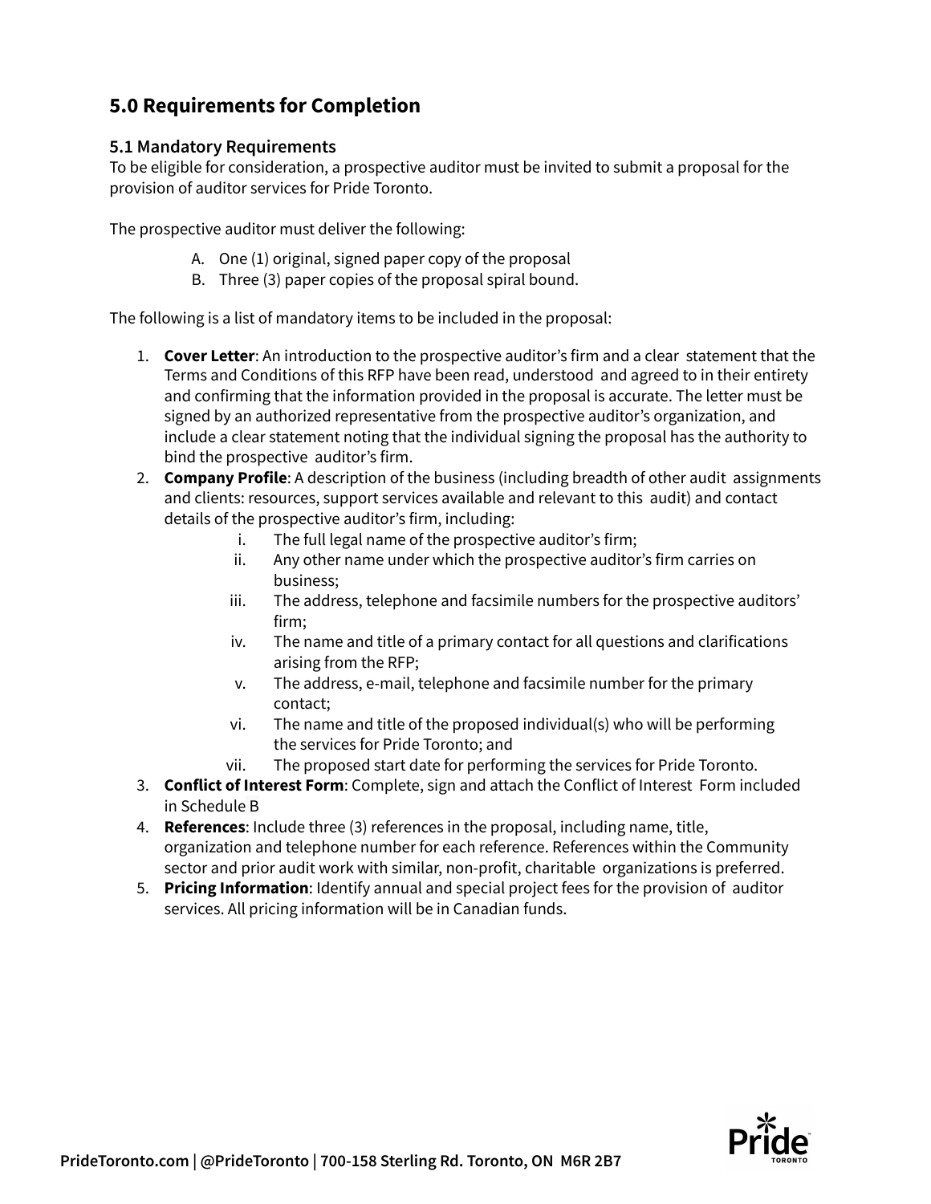## 5.0 Requirements for Completion

### 5.1 Mandatory Requirements

To be eligible for consideration, a prospective auditor must be invited to submit a proposal for the provision of auditor services for Pride Toronto.

The prospective auditor must deliver the following:

A. One (1) original, signed paper copy of the proposal
B. Three (3) paper copies of the proposal spiral bound.

The following is a list of mandatory items to be included in the proposal:

1. **Cover Letter**: An introduction to the prospective auditor's firm and a clear statement that the Terms and Conditions of this RFP have been read, understood and agreed to in their entirety and confirming that the information provided in the proposal is accurate. The letter must be signed by an authorized representative from the prospective auditor's organization, and include a clear statement noting that the individual signing the proposal has the authority to bind the prospective auditor's firm.
2. **Company Profile**: A description of the business (including breadth of other audit assignments and clients: resources, support services available and relevant to this audit) and contact details of the prospective auditor's firm, including:
   i. The full legal name of the prospective auditor's firm;
   ii. Any other name under which the prospective auditor's firm carries on business;
   iii. The address, telephone and facsimile numbers for the prospective auditors' firm;
   iv. The name and title of a primary contact for all questions and clarifications arising from the RFP;
   v. The address, e-mail, telephone and facsimile number for the primary contact;
   vi. The name and title of the proposed individual(s) who will be performing the services for Pride Toronto; and
   vii. The proposed start date for performing the services for Pride Toronto.
3. **Conflict of Interest Form**: Complete, sign and attach the Conflict of Interest Form included in Schedule B
4. **References**: Include three (3) references in the proposal, including name, title, organization and telephone number for each reference. References within the Community sector and prior audit work with similar, non-profit, charitable organizations is preferred.
5. **Pricing Information**: Identify annual and special project fees for the provision of auditor services. All pricing information will be in Canadian funds.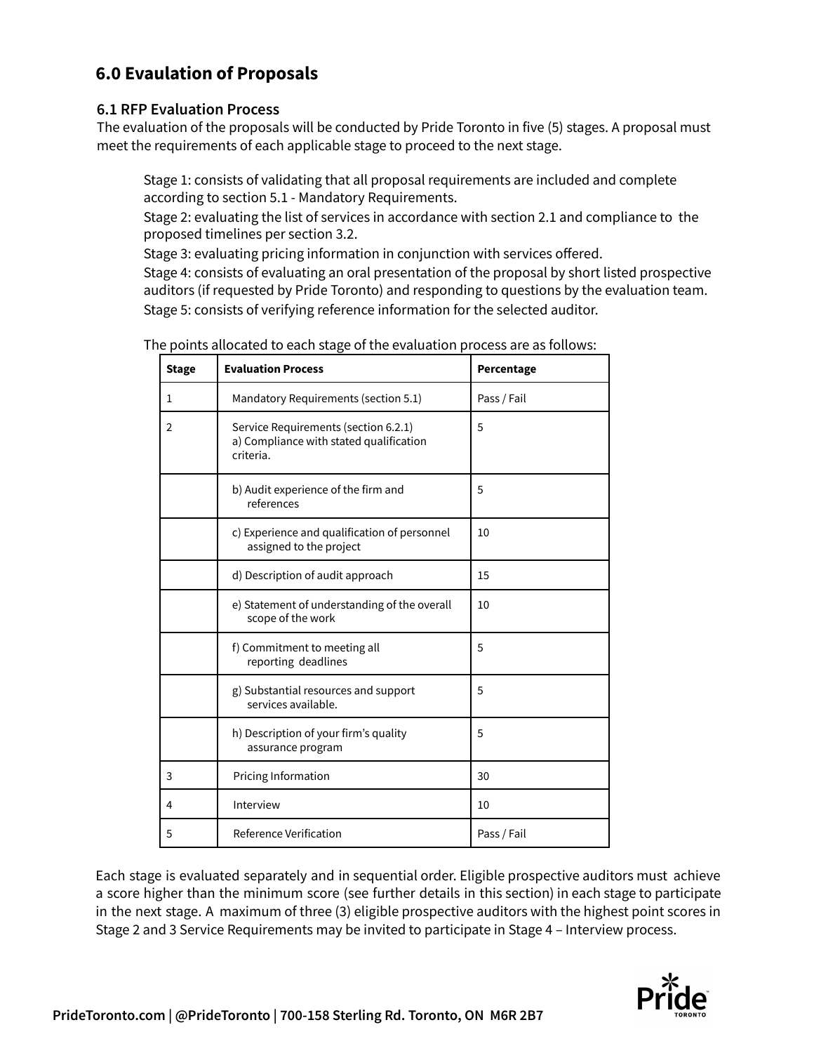## 6.0 Evaulation of Proposals

### 6.1 RFP Evaluation Process

The evaluation of the proposals will be conducted by Pride Toronto in five (5) stages. A proposal must meet the requirements of each applicable stage to proceed to the next stage.

Stage 1: consists of validating that all proposal requirements are included and complete according to section 5.1 - Mandatory Requirements.
Stage 2: evaluating the list of services in accordance with section 2.1 and compliance to the proposed timelines per section 3.2.
Stage 3: evaluating pricing information in conjunction with services offered.
Stage 4: consists of evaluating an oral presentation of the proposal by short listed prospective auditors (if requested by Pride Toronto) and responding to questions by the evaluation team.
Stage 5: consists of verifying reference information for the selected auditor.

The points allocated to each stage of the evaluation process are as follows:

| Stage | Evaluation Process | Percentage |
|---|---|---|
| 1 | Mandatory Requirements (section 5.1) | Pass / Fail |
| 2 | Service Requirements (section 6.2.1) a) Compliance with stated qualification criteria. | 5 |
| | b) Audit experience of the firm and references | 5 |
| | c) Experience and qualification of personnel assigned to the project | 10 |
| | d) Description of audit approach | 15 |
| | e) Statement of understanding of the overall scope of the work | 10 |
| | f) Commitment to meeting all reporting deadlines | 5 |
| | g) Substantial resources and support services available. | 5 |
| | h) Description of your firm's quality assurance program | 5 |
| 3 | Pricing Information | 30 |
| 4 | Interview | 10 |
| 5 | Reference Verification | Pass / Fail |

Each stage is evaluated separately and in sequential order. Eligible prospective auditors must achieve a score higher than the minimum score (see further details in this section) in each stage to participate in the next stage. A maximum of three (3) eligible prospective auditors with the highest point scores in Stage 2 and 3 Service Requirements may be invited to participate in Stage 4 – Interview process.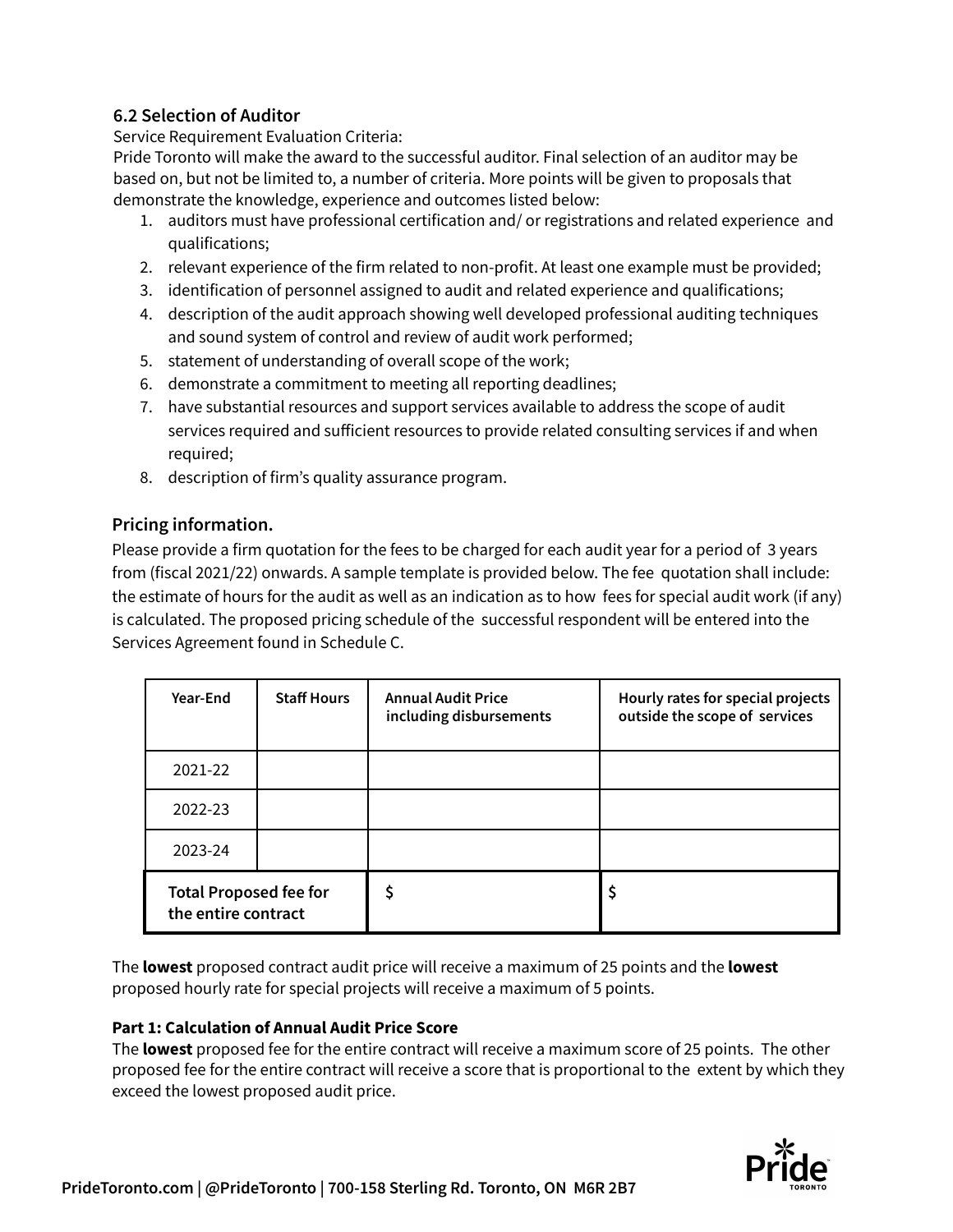### 6.2 Selection of Auditor

Service Requirement Evaluation Criteria:

Pride Toronto will make the award to the successful auditor. Final selection of an auditor may be based on, but not be limited to, a number of criteria. More points will be given to proposals that demonstrate the knowledge, experience and outcomes listed below:

1. auditors must have professional certification and/ or registrations and related experience and qualifications;
2. relevant experience of the firm related to non-profit. At least one example must be provided;
3. identification of personnel assigned to audit and related experience and qualifications;
4. description of the audit approach showing well developed professional auditing techniques and sound system of control and review of audit work performed;
5. statement of understanding of overall scope of the work;
6. demonstrate a commitment to meeting all reporting deadlines;
7. have substantial resources and support services available to address the scope of audit services required and sufficient resources to provide related consulting services if and when required;
8. description of firm's quality assurance program.

### Pricing information.

Please provide a firm quotation for the fees to be charged for each audit year for a period of 3 years from (fiscal 2021/22) onwards. A sample template is provided below. The fee quotation shall include: the estimate of hours for the audit as well as an indication as to how fees for special audit work (if any) is calculated. The proposed pricing schedule of the successful respondent will be entered into the Services Agreement found in Schedule C.

| Year-End | Staff Hours | Annual Audit Price including disbursements | Hourly rates for special projects outside the scope of services |
|---|---|---|---|
| 2021-22 | | | |
| 2022-23 | | | |
| 2023-24 | | | |
| **Total Proposed fee for the entire contract** | | $ | $ |

The **lowest** proposed contract audit price will receive a maximum of 25 points and the **lowest** proposed hourly rate for special projects will receive a maximum of 5 points.

**Part 1: Calculation of Annual Audit Price Score**

The **lowest** proposed fee for the entire contract will receive a maximum score of 25 points. The other proposed fee for the entire contract will receive a score that is proportional to the extent by which they exceed the lowest proposed audit price.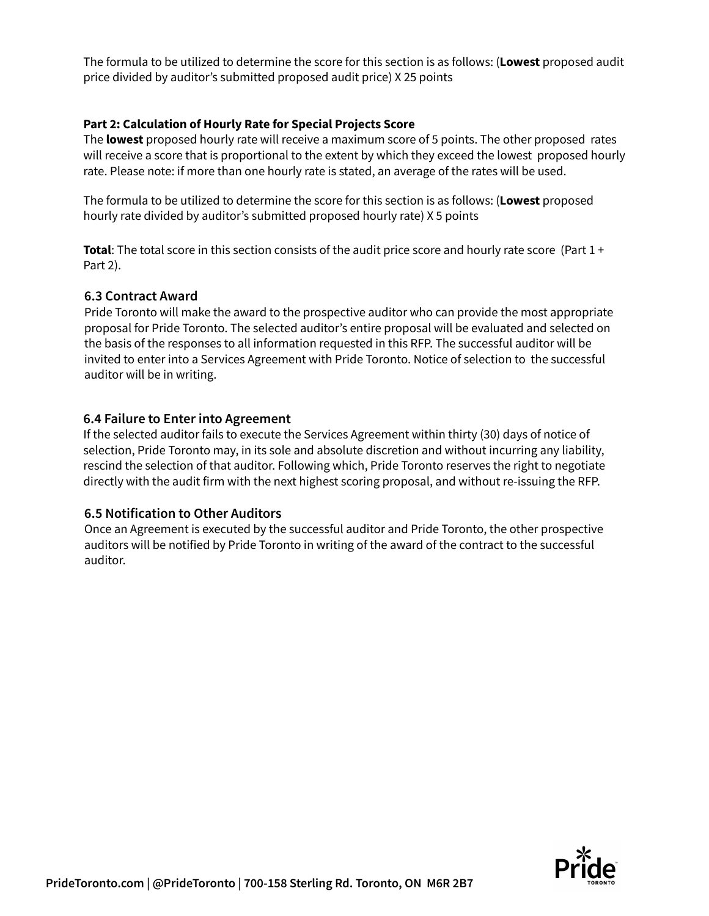The formula to be utilized to determine the score for this section is as follows: (**Lowest** proposed audit price divided by auditor's submitted proposed audit price) X 25 points

**Part 2: Calculation of Hourly Rate for Special Projects Score**

The **lowest** proposed hourly rate will receive a maximum score of 5 points. The other proposed rates will receive a score that is proportional to the extent by which they exceed the lowest proposed hourly rate. Please note: if more than one hourly rate is stated, an average of the rates will be used.

The formula to be utilized to determine the score for this section is as follows: (**Lowest** proposed hourly rate divided by auditor's submitted proposed hourly rate) X 5 points

**Total**: The total score in this section consists of the audit price score and hourly rate score (Part 1 + Part 2).

### 6.3 Contract Award

Pride Toronto will make the award to the prospective auditor who can provide the most appropriate proposal for Pride Toronto. The selected auditor's entire proposal will be evaluated and selected on the basis of the responses to all information requested in this RFP. The successful auditor will be invited to enter into a Services Agreement with Pride Toronto. Notice of selection to the successful auditor will be in writing.

### 6.4 Failure to Enter into Agreement

If the selected auditor fails to execute the Services Agreement within thirty (30) days of notice of selection, Pride Toronto may, in its sole and absolute discretion and without incurring any liability, rescind the selection of that auditor. Following which, Pride Toronto reserves the right to negotiate directly with the audit firm with the next highest scoring proposal, and without re-issuing the RFP.

### 6.5 Notification to Other Auditors

Once an Agreement is executed by the successful auditor and Pride Toronto, the other prospective auditors will be notified by Pride Toronto in writing of the award of the contract to the successful auditor.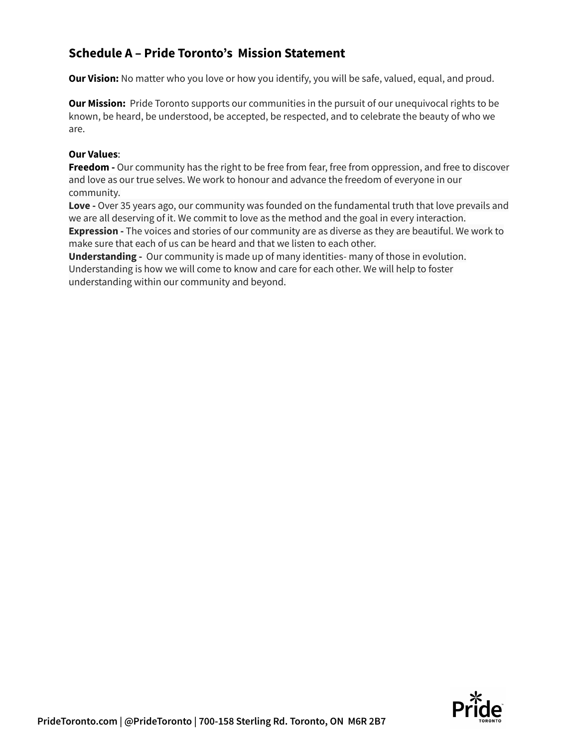## Schedule A – Pride Toronto's Mission Statement

**Our Vision:** No matter who you love or how you identify, you will be safe, valued, equal, and proud.

**Our Mission:** Pride Toronto supports our communities in the pursuit of our unequivocal rights to be known, be heard, be understood, be accepted, be respected, and to celebrate the beauty of who we are.

**Our Values**:

**Freedom -** Our community has the right to be free from fear, free from oppression, and free to discover and love as our true selves. We work to honour and advance the freedom of everyone in our community.

**Love -** Over 35 years ago, our community was founded on the fundamental truth that love prevails and we are all deserving of it. We commit to love as the method and the goal in every interaction.

**Expression -** The voices and stories of our community are as diverse as they are beautiful. We work to make sure that each of us can be heard and that we listen to each other.

**Understanding -** Our community is made up of many identities- many of those in evolution. Understanding is how we will come to know and care for each other. We will help to foster understanding within our community and beyond.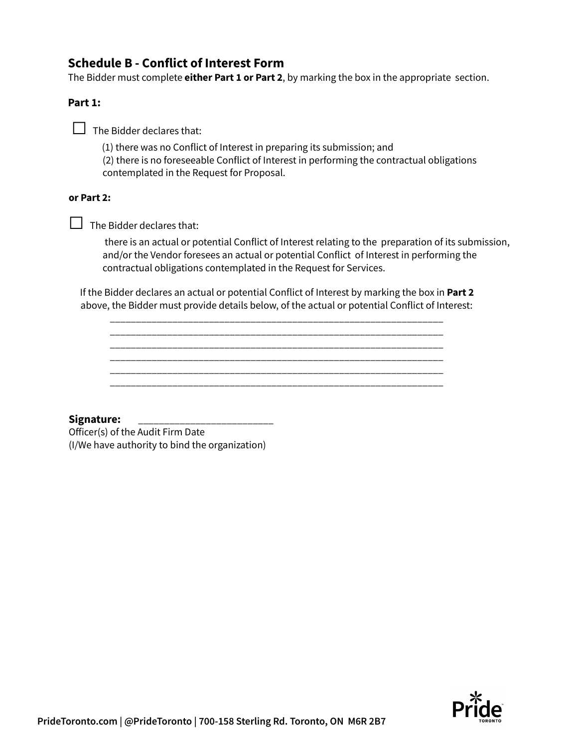## Schedule B - Conflict of Interest Form

The Bidder must complete **either Part 1 or Part 2**, by marking the box in the appropriate section.

**Part 1:**

☐ The Bidder declares that:

(1) there was no Conflict of Interest in preparing its submission; and
(2) there is no foreseeable Conflict of Interest in performing the contractual obligations contemplated in the Request for Proposal.

**or Part 2:**

☐ The Bidder declares that:

there is an actual or potential Conflict of Interest relating to the preparation of its submission, and/or the Vendor foresees an actual or potential Conflict of Interest in performing the contractual obligations contemplated in the Request for Services.

If the Bidder declares an actual or potential Conflict of Interest by marking the box in **Part 2** above, the Bidder must provide details below, of the actual or potential Conflict of Interest:

______________________________________________________________________
______________________________________________________________________
______________________________________________________________________
______________________________________________________________________
______________________________________________________________________
______________________________________________________________________

**Signature:** __________________________
Officer(s) of the Audit Firm Date
(I/We have authority to bind the organization)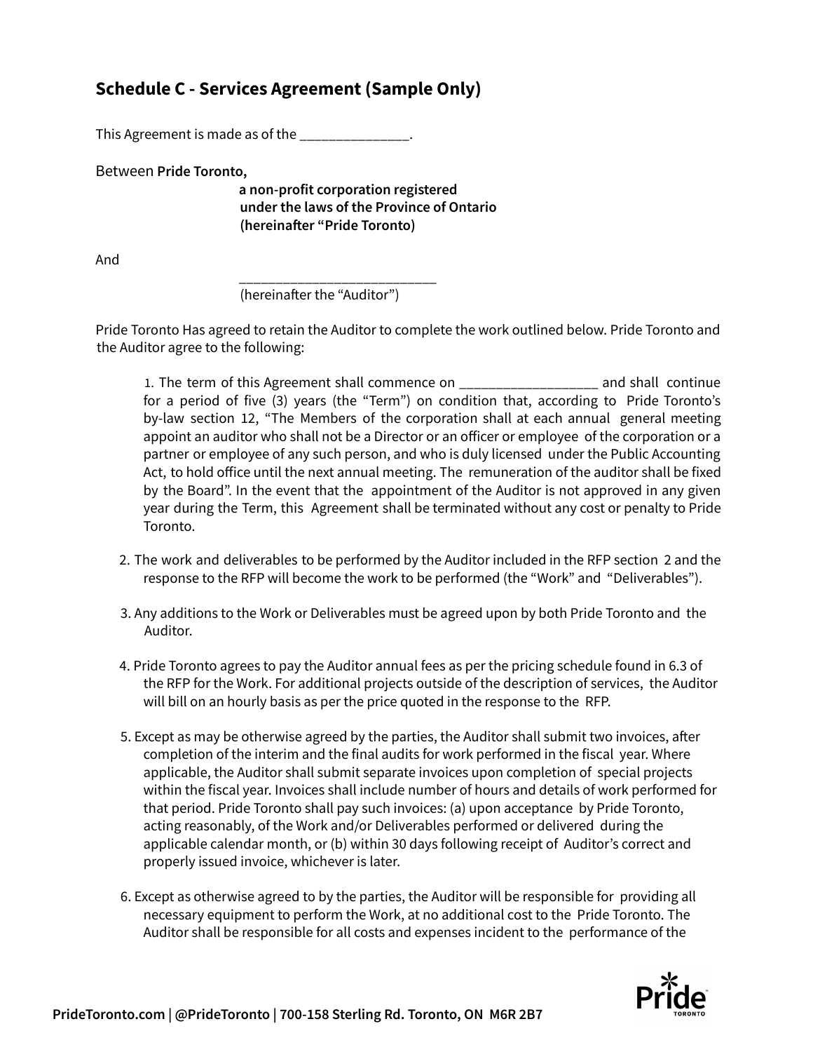## Schedule C - Services Agreement (Sample Only)

This Agreement is made as of the _______________.

Between **Pride Toronto,**

**a non-profit corporation registered under the laws of the Province of Ontario (hereinafter "Pride Toronto)**

And

___________________________
(hereinafter the "Auditor")

Pride Toronto Has agreed to retain the Auditor to complete the work outlined below. Pride Toronto and the Auditor agree to the following:

1. The term of this Agreement shall commence on ___________________ and shall continue for a period of five (3) years (the "Term") on condition that, according to Pride Toronto's by-law section 12, "The Members of the corporation shall at each annual general meeting appoint an auditor who shall not be a Director or an officer or employee of the corporation or a partner or employee of any such person, and who is duly licensed under the Public Accounting Act, to hold office until the next annual meeting. The remuneration of the auditor shall be fixed by the Board". In the event that the appointment of the Auditor is not approved in any given year during the Term, this Agreement shall be terminated without any cost or penalty to Pride Toronto.

2. The work and deliverables to be performed by the Auditor included in the RFP section 2 and the response to the RFP will become the work to be performed (the "Work" and "Deliverables").

3. Any additions to the Work or Deliverables must be agreed upon by both Pride Toronto and the Auditor.

4. Pride Toronto agrees to pay the Auditor annual fees as per the pricing schedule found in 6.3 of the RFP for the Work. For additional projects outside of the description of services, the Auditor will bill on an hourly basis as per the price quoted in the response to the RFP.

5. Except as may be otherwise agreed by the parties, the Auditor shall submit two invoices, after completion of the interim and the final audits for work performed in the fiscal year. Where applicable, the Auditor shall submit separate invoices upon completion of special projects within the fiscal year. Invoices shall include number of hours and details of work performed for that period. Pride Toronto shall pay such invoices: (a) upon acceptance by Pride Toronto, acting reasonably, of the Work and/or Deliverables performed or delivered during the applicable calendar month, or (b) within 30 days following receipt of Auditor's correct and properly issued invoice, whichever is later.

6. Except as otherwise agreed to by the parties, the Auditor will be responsible for providing all necessary equipment to perform the Work, at no additional cost to the Pride Toronto. The Auditor shall be responsible for all costs and expenses incident to the performance of the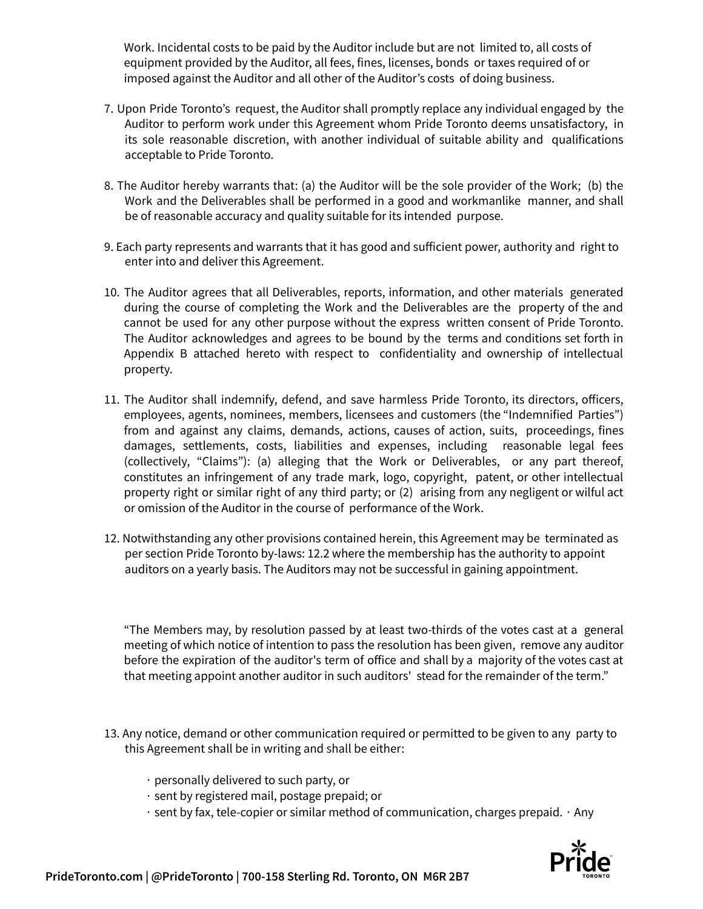Work. Incidental costs to be paid by the Auditor include but are not limited to, all costs of equipment provided by the Auditor, all fees, fines, licenses, bonds or taxes required of or imposed against the Auditor and all other of the Auditor's costs of doing business.

7. Upon Pride Toronto's request, the Auditor shall promptly replace any individual engaged by the Auditor to perform work under this Agreement whom Pride Toronto deems unsatisfactory, in its sole reasonable discretion, with another individual of suitable ability and qualifications acceptable to Pride Toronto.

8. The Auditor hereby warrants that: (a) the Auditor will be the sole provider of the Work; (b) the Work and the Deliverables shall be performed in a good and workmanlike manner, and shall be of reasonable accuracy and quality suitable for its intended purpose.

9. Each party represents and warrants that it has good and sufficient power, authority and right to enter into and deliver this Agreement.

10. The Auditor agrees that all Deliverables, reports, information, and other materials generated during the course of completing the Work and the Deliverables are the property of the and cannot be used for any other purpose without the express written consent of Pride Toronto. The Auditor acknowledges and agrees to be bound by the terms and conditions set forth in Appendix B attached hereto with respect to confidentiality and ownership of intellectual property.

11. The Auditor shall indemnify, defend, and save harmless Pride Toronto, its directors, officers, employees, agents, nominees, members, licensees and customers (the "Indemnified Parties") from and against any claims, demands, actions, causes of action, suits, proceedings, fines damages, settlements, costs, liabilities and expenses, including reasonable legal fees (collectively, "Claims"): (a) alleging that the Work or Deliverables, or any part thereof, constitutes an infringement of any trade mark, logo, copyright, patent, or other intellectual property right or similar right of any third party; or (2) arising from any negligent or wilful act or omission of the Auditor in the course of performance of the Work.

12. Notwithstanding any other provisions contained herein, this Agreement may be terminated as per section Pride Toronto by-laws: 12.2 where the membership has the authority to appoint auditors on a yearly basis. The Auditors may not be successful in gaining appointment.

"The Members may, by resolution passed by at least two-thirds of the votes cast at a general meeting of which notice of intention to pass the resolution has been given, remove any auditor before the expiration of the auditor's term of office and shall by a majority of the votes cast at that meeting appoint another auditor in such auditors' stead for the remainder of the term."

13. Any notice, demand or other communication required or permitted to be given to any party to this Agreement shall be in writing and shall be either:

- personally delivered to such party, or
- sent by registered mail, postage prepaid; or
- sent by fax, tele-copier or similar method of communication, charges prepaid. · Any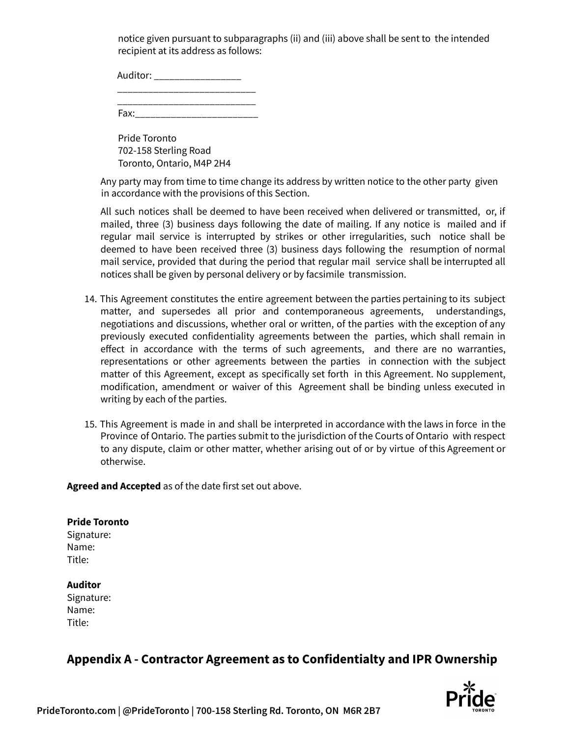notice given pursuant to subparagraphs (ii) and (iii) above shall be sent to the intended recipient at its address as follows:

Auditor: _________________
___________________________
___________________________
Fax:_________________________

Pride Toronto
702-158 Sterling Road
Toronto, Ontario, M4P 2H4

Any party may from time to time change its address by written notice to the other party given in accordance with the provisions of this Section.

All such notices shall be deemed to have been received when delivered or transmitted, or, if mailed, three (3) business days following the date of mailing. If any notice is mailed and if regular mail service is interrupted by strikes or other irregularities, such notice shall be deemed to have been received three (3) business days following the resumption of normal mail service, provided that during the period that regular mail service shall be interrupted all notices shall be given by personal delivery or by facsimile transmission.

14. This Agreement constitutes the entire agreement between the parties pertaining to its subject matter, and supersedes all prior and contemporaneous agreements, understandings, negotiations and discussions, whether oral or written, of the parties with the exception of any previously executed confidentiality agreements between the parties, which shall remain in effect in accordance with the terms of such agreements, and there are no warranties, representations or other agreements between the parties in connection with the subject matter of this Agreement, except as specifically set forth in this Agreement. No supplement, modification, amendment or waiver of this Agreement shall be binding unless executed in writing by each of the parties.

15. This Agreement is made in and shall be interpreted in accordance with the laws in force in the Province of Ontario. The parties submit to the jurisdiction of the Courts of Ontario with respect to any dispute, claim or other matter, whether arising out of or by virtue of this Agreement or otherwise.

**Agreed and Accepted** as of the date first set out above.

**Pride Toronto**
Signature:
Name:
Title:

**Auditor**
Signature:
Name:
Title:

## Appendix A - Contractor Agreement as to Confidentialty and IPR Ownership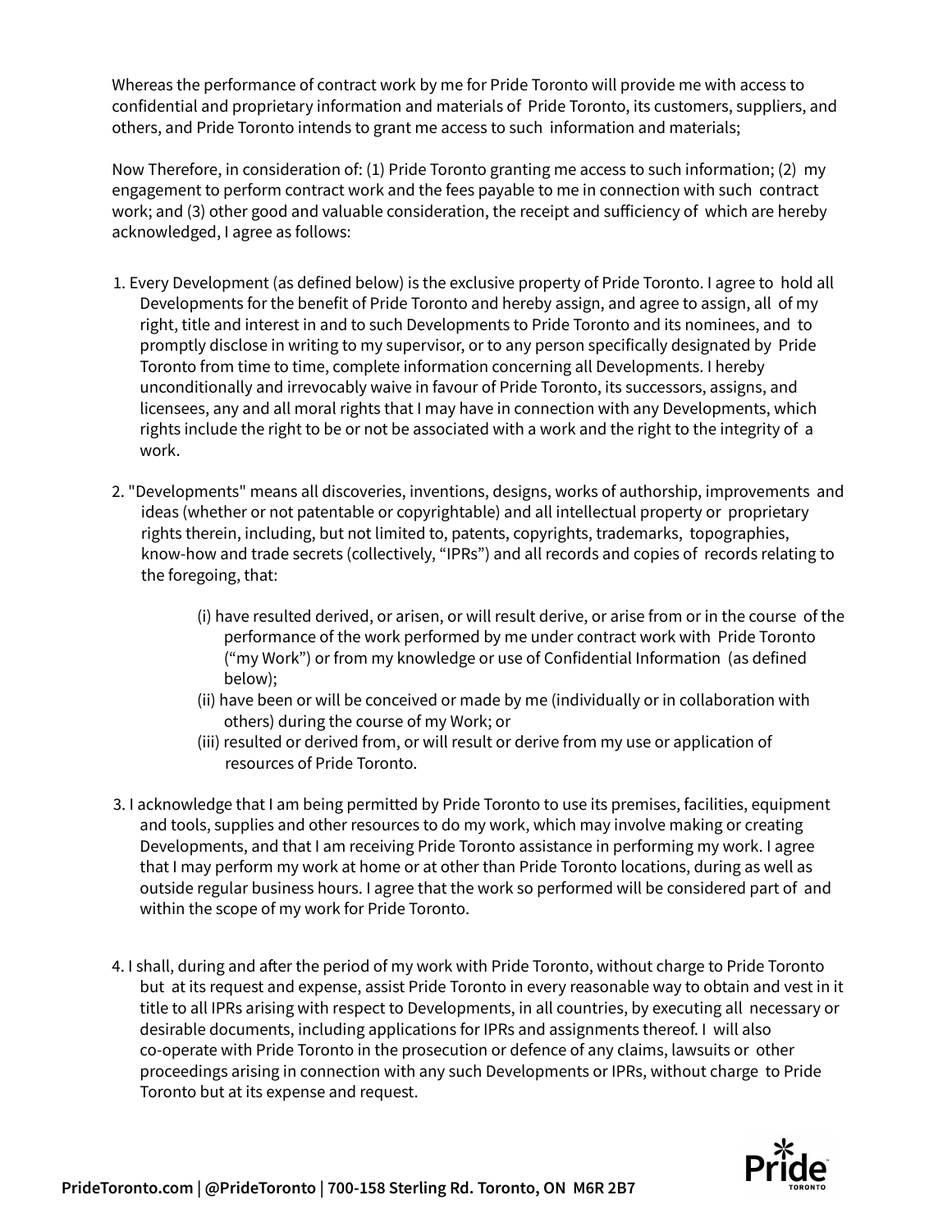Whereas the performance of contract work by me for Pride Toronto will provide me with access to confidential and proprietary information and materials of Pride Toronto, its customers, suppliers, and others, and Pride Toronto intends to grant me access to such information and materials;

Now Therefore, in consideration of: (1) Pride Toronto granting me access to such information; (2) my engagement to perform contract work and the fees payable to me in connection with such contract work; and (3) other good and valuable consideration, the receipt and sufficiency of which are hereby acknowledged, I agree as follows:

1. Every Development (as defined below) is the exclusive property of Pride Toronto. I agree to hold all Developments for the benefit of Pride Toronto and hereby assign, and agree to assign, all of my right, title and interest in and to such Developments to Pride Toronto and its nominees, and to promptly disclose in writing to my supervisor, or to any person specifically designated by Pride Toronto from time to time, complete information concerning all Developments. I hereby unconditionally and irrevocably waive in favour of Pride Toronto, its successors, assigns, and licensees, any and all moral rights that I may have in connection with any Developments, which rights include the right to be or not be associated with a work and the right to the integrity of a work.

2. "Developments" means all discoveries, inventions, designs, works of authorship, improvements and ideas (whether or not patentable or copyrightable) and all intellectual property or proprietary rights therein, including, but not limited to, patents, copyrights, trademarks, topographies, know-how and trade secrets (collectively, "IPRs") and all records and copies of records relating to the foregoing, that:

   (i) have resulted derived, or arisen, or will result derive, or arise from or in the course of the performance of the work performed by me under contract work with Pride Toronto ("my Work") or from my knowledge or use of Confidential Information (as defined below);
   (ii) have been or will be conceived or made by me (individually or in collaboration with others) during the course of my Work; or
   (iii) resulted or derived from, or will result or derive from my use or application of resources of Pride Toronto.

3. I acknowledge that I am being permitted by Pride Toronto to use its premises, facilities, equipment and tools, supplies and other resources to do my work, which may involve making or creating Developments, and that I am receiving Pride Toronto assistance in performing my work. I agree that I may perform my work at home or at other than Pride Toronto locations, during as well as outside regular business hours. I agree that the work so performed will be considered part of and within the scope of my work for Pride Toronto.

4. I shall, during and after the period of my work with Pride Toronto, without charge to Pride Toronto but at its request and expense, assist Pride Toronto in every reasonable way to obtain and vest in it title to all IPRs arising with respect to Developments, in all countries, by executing all necessary or desirable documents, including applications for IPRs and assignments thereof. I will also co-operate with Pride Toronto in the prosecution or defence of any claims, lawsuits or other proceedings arising in connection with any such Developments or IPRs, without charge to Pride Toronto but at its expense and request.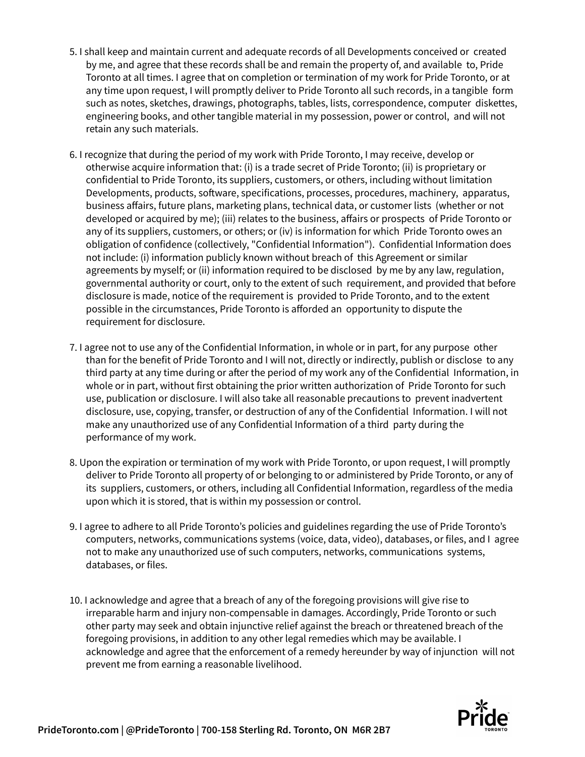5. I shall keep and maintain current and adequate records of all Developments conceived or created by me, and agree that these records shall be and remain the property of, and available to, Pride Toronto at all times. I agree that on completion or termination of my work for Pride Toronto, or at any time upon request, I will promptly deliver to Pride Toronto all such records, in a tangible form such as notes, sketches, drawings, photographs, tables, lists, correspondence, computer diskettes, engineering books, and other tangible material in my possession, power or control, and will not retain any such materials.

6. I recognize that during the period of my work with Pride Toronto, I may receive, develop or otherwise acquire information that: (i) is a trade secret of Pride Toronto; (ii) is proprietary or confidential to Pride Toronto, its suppliers, customers, or others, including without limitation Developments, products, software, specifications, processes, procedures, machinery, apparatus, business affairs, future plans, marketing plans, technical data, or customer lists (whether or not developed or acquired by me); (iii) relates to the business, affairs or prospects of Pride Toronto or any of its suppliers, customers, or others; or (iv) is information for which Pride Toronto owes an obligation of confidence (collectively, "Confidential Information"). Confidential Information does not include: (i) information publicly known without breach of this Agreement or similar agreements by myself; or (ii) information required to be disclosed by me by any law, regulation, governmental authority or court, only to the extent of such requirement, and provided that before disclosure is made, notice of the requirement is provided to Pride Toronto, and to the extent possible in the circumstances, Pride Toronto is afforded an opportunity to dispute the requirement for disclosure.

7. I agree not to use any of the Confidential Information, in whole or in part, for any purpose other than for the benefit of Pride Toronto and I will not, directly or indirectly, publish or disclose to any third party at any time during or after the period of my work any of the Confidential Information, in whole or in part, without first obtaining the prior written authorization of Pride Toronto for such use, publication or disclosure. I will also take all reasonable precautions to prevent inadvertent disclosure, use, copying, transfer, or destruction of any of the Confidential Information. I will not make any unauthorized use of any Confidential Information of a third party during the performance of my work.

8. Upon the expiration or termination of my work with Pride Toronto, or upon request, I will promptly deliver to Pride Toronto all property of or belonging to or administered by Pride Toronto, or any of its suppliers, customers, or others, including all Confidential Information, regardless of the media upon which it is stored, that is within my possession or control.

9. I agree to adhere to all Pride Toronto's policies and guidelines regarding the use of Pride Toronto's computers, networks, communications systems (voice, data, video), databases, or files, and I agree not to make any unauthorized use of such computers, networks, communications systems, databases, or files.

10. I acknowledge and agree that a breach of any of the foregoing provisions will give rise to irreparable harm and injury non-compensable in damages. Accordingly, Pride Toronto or such other party may seek and obtain injunctive relief against the breach or threatened breach of the foregoing provisions, in addition to any other legal remedies which may be available. I acknowledge and agree that the enforcement of a remedy hereunder by way of injunction will not prevent me from earning a reasonable livelihood.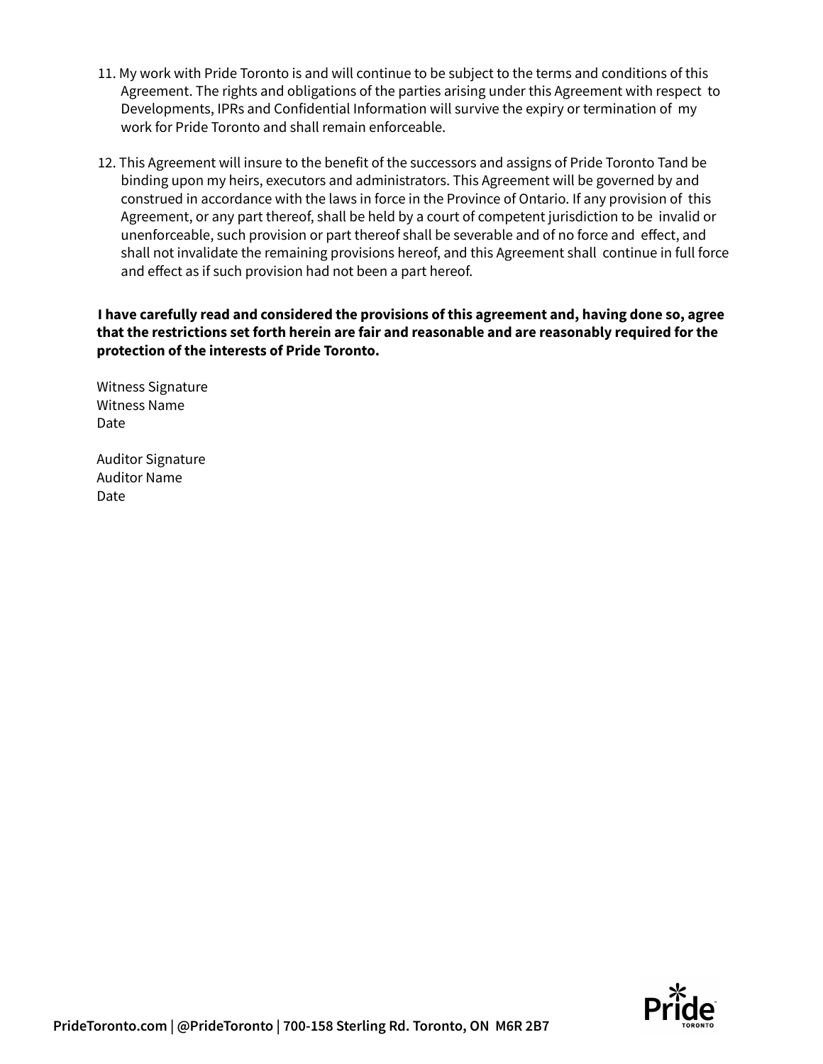11. My work with Pride Toronto is and will continue to be subject to the terms and conditions of this Agreement. The rights and obligations of the parties arising under this Agreement with respect to Developments, IPRs and Confidential Information will survive the expiry or termination of my work for Pride Toronto and shall remain enforceable.

12. This Agreement will insure to the benefit of the successors and assigns of Pride Toronto Tand be binding upon my heirs, executors and administrators. This Agreement will be governed by and construed in accordance with the laws in force in the Province of Ontario. If any provision of this Agreement, or any part thereof, shall be held by a court of competent jurisdiction to be invalid or unenforceable, such provision or part thereof shall be severable and of no force and effect, and shall not invalidate the remaining provisions hereof, and this Agreement shall continue in full force and effect as if such provision had not been a part hereof.

**I have carefully read and considered the provisions of this agreement and, having done so, agree that the restrictions set forth herein are fair and reasonable and are reasonably required for the protection of the interests of Pride Toronto.**

Witness Signature
Witness Name
Date

Auditor Signature
Auditor Name
Date

**PrideToronto.com | @PrideToronto | 700-158 Sterling Rd. Toronto, ON M6R 2B7**